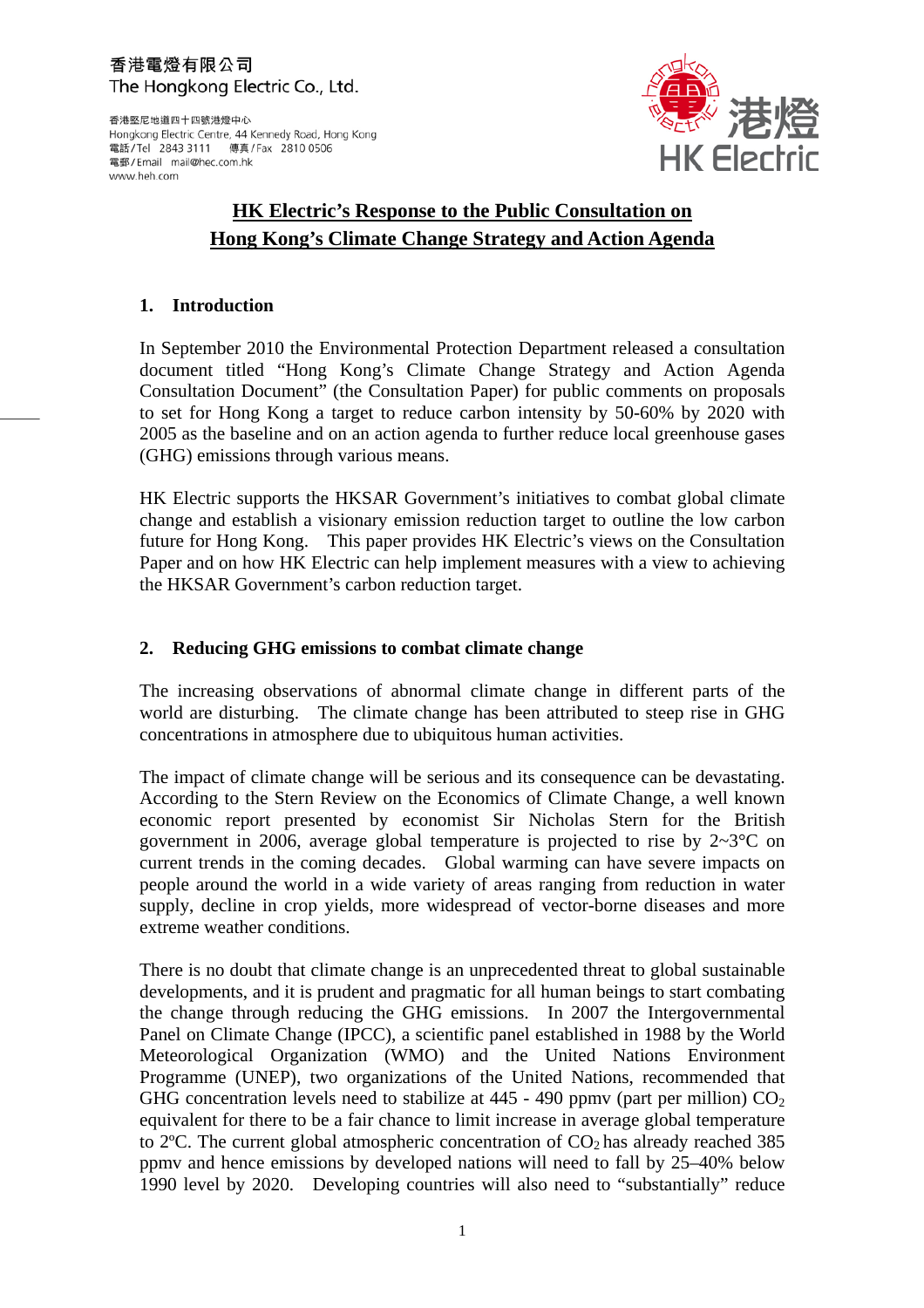香港電燈有限公司
The Hongkong Electric Co., Ltd.

香港堅尼地道四十四號港燈中心
Hongkong Electric Centre, 44 Kennedy Road, Hong Kong
電話/Tel 2843 3111 傳真/Fax 2810 0506
電郵/Email mail@hec.com.hk
www.heh.com

港燈
HK Electric

# HK Electric's Response to the Public Consultation on Hong Kong's Climate Change Strategy and Action Agenda

## 1. Introduction

In September 2010 the Environmental Protection Department released a consultation document titled "Hong Kong's Climate Change Strategy and Action Agenda Consultation Document" (the Consultation Paper) for public comments on proposals to set for Hong Kong a target to reduce carbon intensity by 50-60% by 2020 with 2005 as the baseline and on an action agenda to further reduce local greenhouse gases (GHG) emissions through various means.

HK Electric supports the HKSAR Government's initiatives to combat global climate change and establish a visionary emission reduction target to outline the low carbon future for Hong Kong. This paper provides HK Electric's views on the Consultation Paper and on how HK Electric can help implement measures with a view to achieving the HKSAR Government's carbon reduction target.

## 2. Reducing GHG emissions to combat climate change

The increasing observations of abnormal climate change in different parts of the world are disturbing. The climate change has been attributed to steep rise in GHG concentrations in atmosphere due to ubiquitous human activities.

The impact of climate change will be serious and its consequence can be devastating. According to the Stern Review on the Economics of Climate Change, a well known economic report presented by economist Sir Nicholas Stern for the British government in 2006, average global temperature is projected to rise by 2~3°C on current trends in the coming decades. Global warming can have severe impacts on people around the world in a wide variety of areas ranging from reduction in water supply, decline in crop yields, more widespread of vector-borne diseases and more extreme weather conditions.

There is no doubt that climate change is an unprecedented threat to global sustainable developments, and it is prudent and pragmatic for all human beings to start combating the change through reducing the GHG emissions. In 2007 the Intergovernmental Panel on Climate Change (IPCC), a scientific panel established in 1988 by the World Meteorological Organization (WMO) and the United Nations Environment Programme (UNEP), two organizations of the United Nations, recommended that GHG concentration levels need to stabilize at 445 - 490 ppmv (part per million) $CO_2$ equivalent for there to be a fair chance to limit increase in average global temperature to 2ºC. The current global atmospheric concentration of $CO_2$ has already reached 385 ppmv and hence emissions by developed nations will need to fall by 25–40% below 1990 level by 2020. Developing countries will also need to "substantially" reduce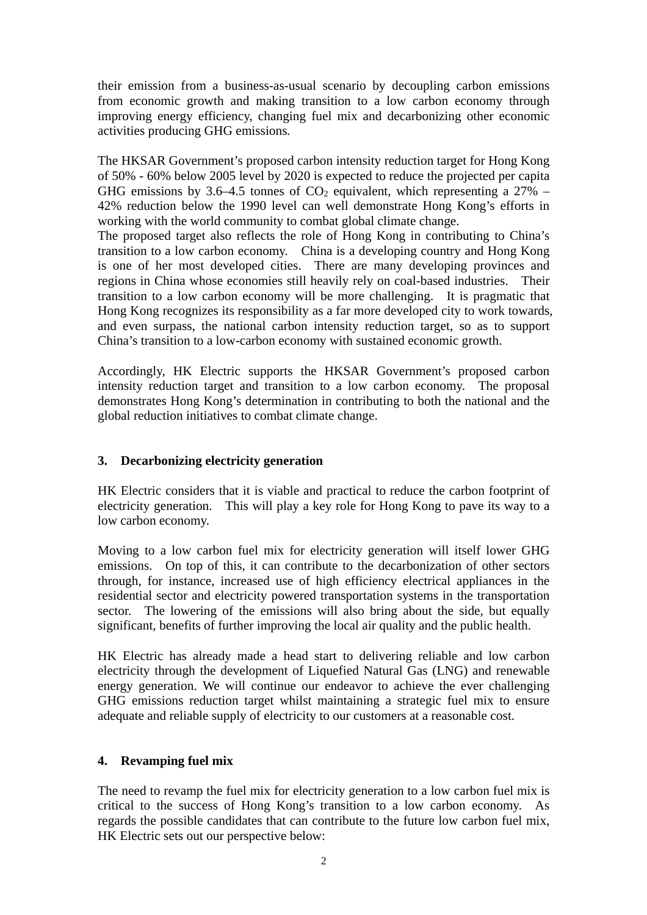their emission from a business-as-usual scenario by decoupling carbon emissions from economic growth and making transition to a low carbon economy through improving energy efficiency, changing fuel mix and decarbonizing other economic activities producing GHG emissions.

The HKSAR Government's proposed carbon intensity reduction target for Hong Kong of 50% - 60% below 2005 level by 2020 is expected to reduce the projected per capita GHG emissions by 3.6–4.5 tonnes of $CO_2$ equivalent, which representing a 27% – 42% reduction below the 1990 level can well demonstrate Hong Kong's efforts in working with the world community to combat global climate change.
The proposed target also reflects the role of Hong Kong in contributing to China's transition to a low carbon economy. China is a developing country and Hong Kong is one of her most developed cities. There are many developing provinces and regions in China whose economies still heavily rely on coal-based industries. Their transition to a low carbon economy will be more challenging. It is pragmatic that Hong Kong recognizes its responsibility as a far more developed city to work towards, and even surpass, the national carbon intensity reduction target, so as to support China's transition to a low-carbon economy with sustained economic growth.

Accordingly, HK Electric supports the HKSAR Government's proposed carbon intensity reduction target and transition to a low carbon economy. The proposal demonstrates Hong Kong's determination in contributing to both the national and the global reduction initiatives to combat climate change.

## 3. Decarbonizing electricity generation

HK Electric considers that it is viable and practical to reduce the carbon footprint of electricity generation. This will play a key role for Hong Kong to pave its way to a low carbon economy.

Moving to a low carbon fuel mix for electricity generation will itself lower GHG emissions. On top of this, it can contribute to the decarbonization of other sectors through, for instance, increased use of high efficiency electrical appliances in the residential sector and electricity powered transportation systems in the transportation sector. The lowering of the emissions will also bring about the side, but equally significant, benefits of further improving the local air quality and the public health.

HK Electric has already made a head start to delivering reliable and low carbon electricity through the development of Liquefied Natural Gas (LNG) and renewable energy generation. We will continue our endeavor to achieve the ever challenging GHG emissions reduction target whilst maintaining a strategic fuel mix to ensure adequate and reliable supply of electricity to our customers at a reasonable cost.

## 4. Revamping fuel mix

The need to revamp the fuel mix for electricity generation to a low carbon fuel mix is critical to the success of Hong Kong's transition to a low carbon economy. As regards the possible candidates that can contribute to the future low carbon fuel mix, HK Electric sets out our perspective below: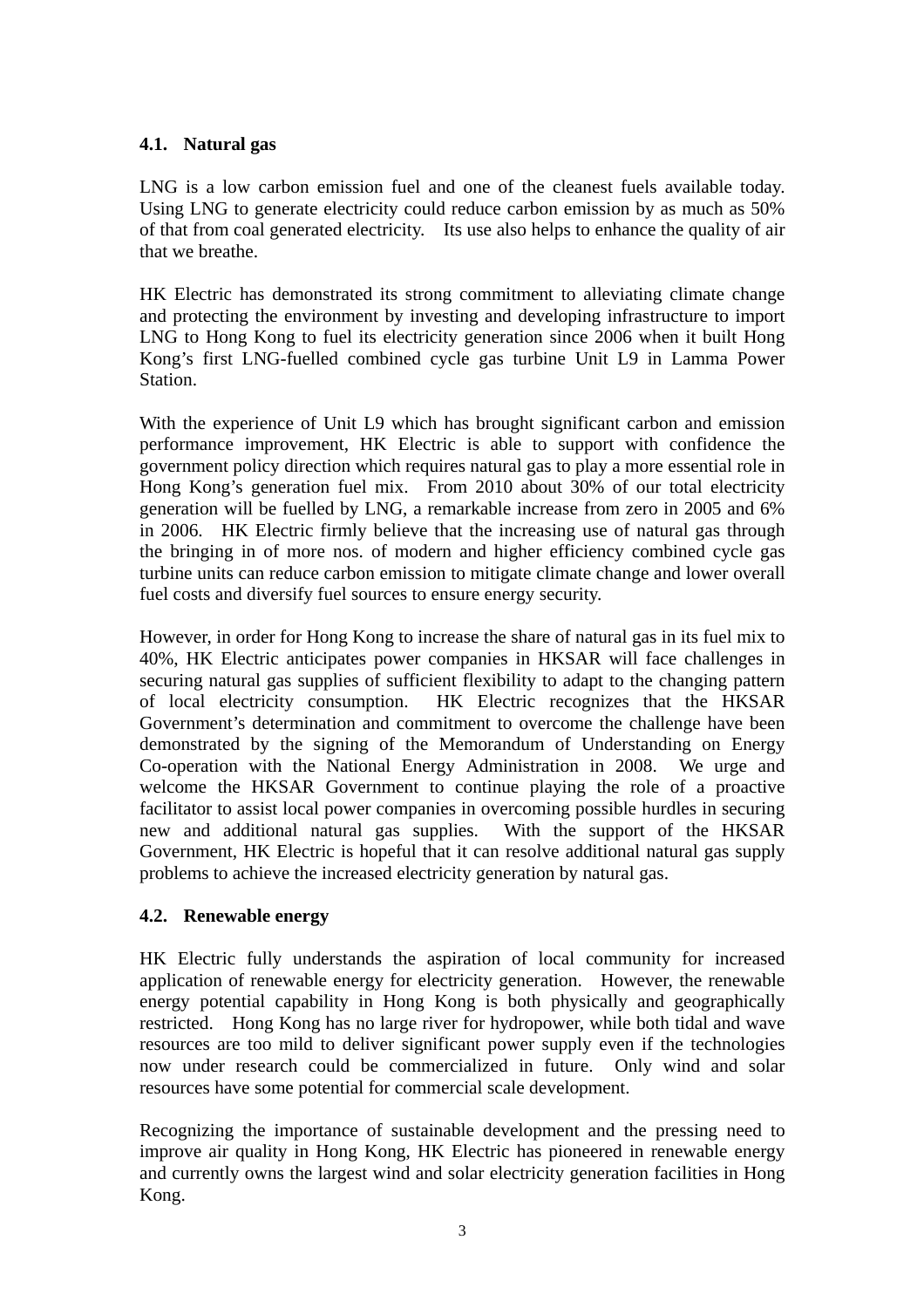### 4.1. Natural gas

LNG is a low carbon emission fuel and one of the cleanest fuels available today. Using LNG to generate electricity could reduce carbon emission by as much as 50% of that from coal generated electricity. Its use also helps to enhance the quality of air that we breathe.

HK Electric has demonstrated its strong commitment to alleviating climate change and protecting the environment by investing and developing infrastructure to import LNG to Hong Kong to fuel its electricity generation since 2006 when it built Hong Kong's first LNG-fuelled combined cycle gas turbine Unit L9 in Lamma Power Station.

With the experience of Unit L9 which has brought significant carbon and emission performance improvement, HK Electric is able to support with confidence the government policy direction which requires natural gas to play a more essential role in Hong Kong's generation fuel mix. From 2010 about 30% of our total electricity generation will be fuelled by LNG, a remarkable increase from zero in 2005 and 6% in 2006. HK Electric firmly believe that the increasing use of natural gas through the bringing in of more nos. of modern and higher efficiency combined cycle gas turbine units can reduce carbon emission to mitigate climate change and lower overall fuel costs and diversify fuel sources to ensure energy security.

However, in order for Hong Kong to increase the share of natural gas in its fuel mix to 40%, HK Electric anticipates power companies in HKSAR will face challenges in securing natural gas supplies of sufficient flexibility to adapt to the changing pattern of local electricity consumption. HK Electric recognizes that the HKSAR Government's determination and commitment to overcome the challenge have been demonstrated by the signing of the Memorandum of Understanding on Energy Co-operation with the National Energy Administration in 2008. We urge and welcome the HKSAR Government to continue playing the role of a proactive facilitator to assist local power companies in overcoming possible hurdles in securing new and additional natural gas supplies. With the support of the HKSAR Government, HK Electric is hopeful that it can resolve additional natural gas supply problems to achieve the increased electricity generation by natural gas.

### 4.2. Renewable energy

HK Electric fully understands the aspiration of local community for increased application of renewable energy for electricity generation. However, the renewable energy potential capability in Hong Kong is both physically and geographically restricted. Hong Kong has no large river for hydropower, while both tidal and wave resources are too mild to deliver significant power supply even if the technologies now under research could be commercialized in future. Only wind and solar resources have some potential for commercial scale development.

Recognizing the importance of sustainable development and the pressing need to improve air quality in Hong Kong, HK Electric has pioneered in renewable energy and currently owns the largest wind and solar electricity generation facilities in Hong Kong.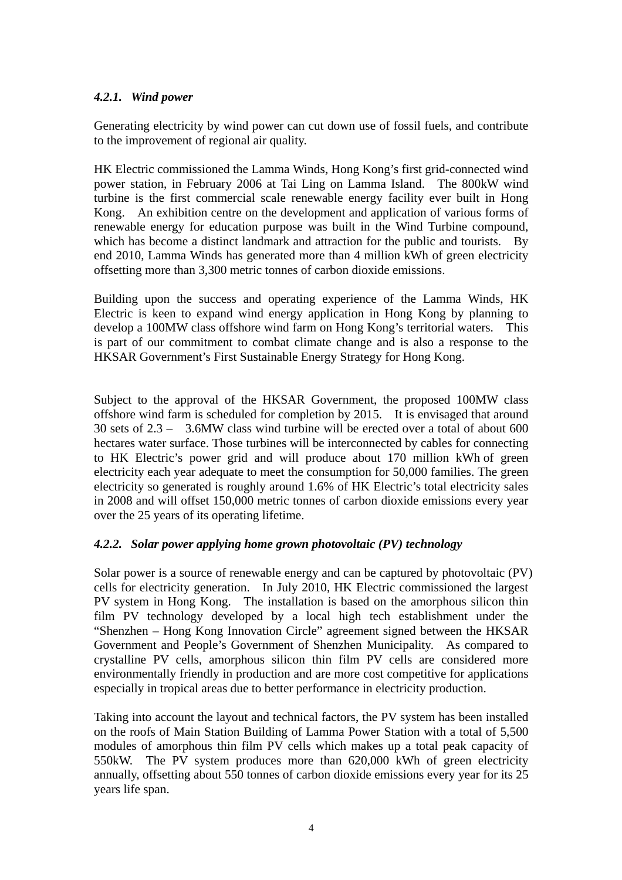#### *4.2.1. Wind power*

Generating electricity by wind power can cut down use of fossil fuels, and contribute to the improvement of regional air quality.

HK Electric commissioned the Lamma Winds, Hong Kong's first grid-connected wind power station, in February 2006 at Tai Ling on Lamma Island. The 800kW wind turbine is the first commercial scale renewable energy facility ever built in Hong Kong. An exhibition centre on the development and application of various forms of renewable energy for education purpose was built in the Wind Turbine compound, which has become a distinct landmark and attraction for the public and tourists. By end 2010, Lamma Winds has generated more than 4 million kWh of green electricity offsetting more than 3,300 metric tonnes of carbon dioxide emissions.

Building upon the success and operating experience of the Lamma Winds, HK Electric is keen to expand wind energy application in Hong Kong by planning to develop a 100MW class offshore wind farm on Hong Kong's territorial waters. This is part of our commitment to combat climate change and is also a response to the HKSAR Government's First Sustainable Energy Strategy for Hong Kong.

Subject to the approval of the HKSAR Government, the proposed 100MW class offshore wind farm is scheduled for completion by 2015. It is envisaged that around 30 sets of 2.3 – 3.6MW class wind turbine will be erected over a total of about 600 hectares water surface. Those turbines will be interconnected by cables for connecting to HK Electric's power grid and will produce about 170 million kWh of green electricity each year adequate to meet the consumption for 50,000 families. The green electricity so generated is roughly around 1.6% of HK Electric's total electricity sales in 2008 and will offset 150,000 metric tonnes of carbon dioxide emissions every year over the 25 years of its operating lifetime.

#### *4.2.2. Solar power applying home grown photovoltaic (PV) technology*

Solar power is a source of renewable energy and can be captured by photovoltaic (PV) cells for electricity generation. In July 2010, HK Electric commissioned the largest PV system in Hong Kong. The installation is based on the amorphous silicon thin film PV technology developed by a local high tech establishment under the "Shenzhen – Hong Kong Innovation Circle" agreement signed between the HKSAR Government and People's Government of Shenzhen Municipality. As compared to crystalline PV cells, amorphous silicon thin film PV cells are considered more environmentally friendly in production and are more cost competitive for applications especially in tropical areas due to better performance in electricity production.

Taking into account the layout and technical factors, the PV system has been installed on the roofs of Main Station Building of Lamma Power Station with a total of 5,500 modules of amorphous thin film PV cells which makes up a total peak capacity of 550kW. The PV system produces more than 620,000 kWh of green electricity annually, offsetting about 550 tonnes of carbon dioxide emissions every year for its 25 years life span.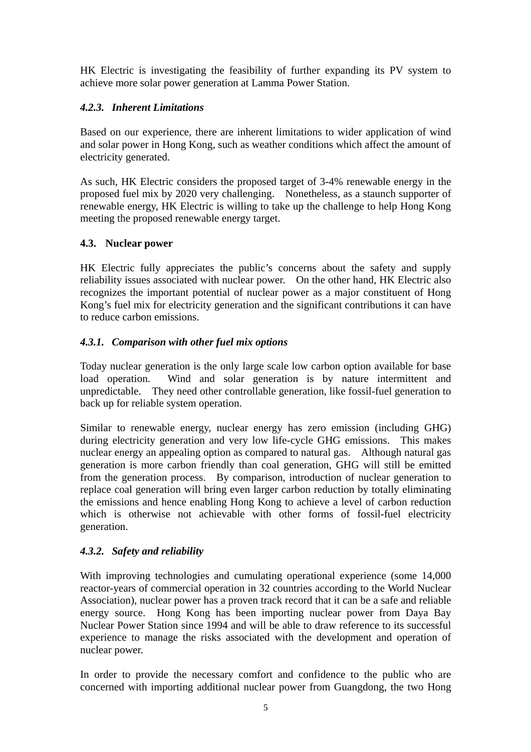HK Electric is investigating the feasibility of further expanding its PV system to achieve more solar power generation at Lamma Power Station.

#### *4.2.3. Inherent Limitations*

Based on our experience, there are inherent limitations to wider application of wind and solar power in Hong Kong, such as weather conditions which affect the amount of electricity generated.

As such, HK Electric considers the proposed target of 3-4% renewable energy in the proposed fuel mix by 2020 very challenging. Nonetheless, as a staunch supporter of renewable energy, HK Electric is willing to take up the challenge to help Hong Kong meeting the proposed renewable energy target.

### 4.3. Nuclear power

HK Electric fully appreciates the public's concerns about the safety and supply reliability issues associated with nuclear power. On the other hand, HK Electric also recognizes the important potential of nuclear power as a major constituent of Hong Kong's fuel mix for electricity generation and the significant contributions it can have to reduce carbon emissions.

#### *4.3.1. Comparison with other fuel mix options*

Today nuclear generation is the only large scale low carbon option available for base load operation. Wind and solar generation is by nature intermittent and unpredictable. They need other controllable generation, like fossil-fuel generation to back up for reliable system operation.

Similar to renewable energy, nuclear energy has zero emission (including GHG) during electricity generation and very low life-cycle GHG emissions. This makes nuclear energy an appealing option as compared to natural gas. Although natural gas generation is more carbon friendly than coal generation, GHG will still be emitted from the generation process. By comparison, introduction of nuclear generation to replace coal generation will bring even larger carbon reduction by totally eliminating the emissions and hence enabling Hong Kong to achieve a level of carbon reduction which is otherwise not achievable with other forms of fossil-fuel electricity generation.

#### *4.3.2. Safety and reliability*

With improving technologies and cumulating operational experience (some 14,000 reactor-years of commercial operation in 32 countries according to the World Nuclear Association), nuclear power has a proven track record that it can be a safe and reliable energy source. Hong Kong has been importing nuclear power from Daya Bay Nuclear Power Station since 1994 and will be able to draw reference to its successful experience to manage the risks associated with the development and operation of nuclear power.

In order to provide the necessary comfort and confidence to the public who are concerned with importing additional nuclear power from Guangdong, the two Hong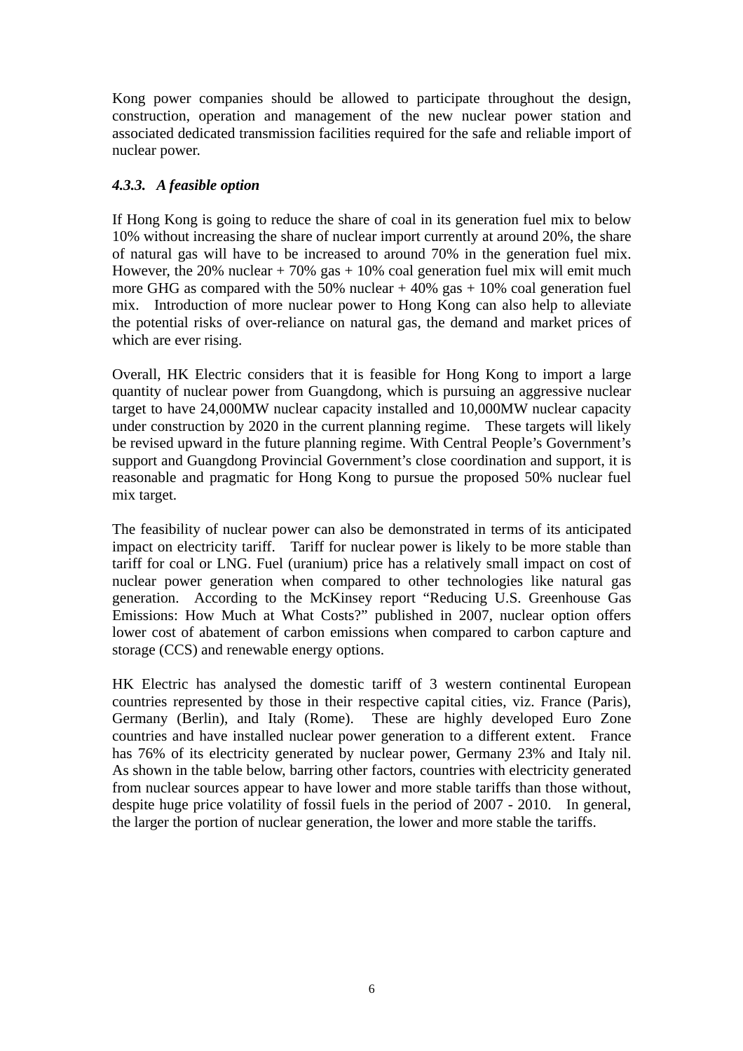Kong power companies should be allowed to participate throughout the design, construction, operation and management of the new nuclear power station and associated dedicated transmission facilities required for the safe and reliable import of nuclear power.

#### *4.3.3. A feasible option*

If Hong Kong is going to reduce the share of coal in its generation fuel mix to below 10% without increasing the share of nuclear import currently at around 20%, the share of natural gas will have to be increased to around 70% in the generation fuel mix. However, the 20% nuclear + 70% gas + 10% coal generation fuel mix will emit much more GHG as compared with the 50% nuclear + 40% gas + 10% coal generation fuel mix. Introduction of more nuclear power to Hong Kong can also help to alleviate the potential risks of over-reliance on natural gas, the demand and market prices of which are ever rising.

Overall, HK Electric considers that it is feasible for Hong Kong to import a large quantity of nuclear power from Guangdong, which is pursuing an aggressive nuclear target to have 24,000MW nuclear capacity installed and 10,000MW nuclear capacity under construction by 2020 in the current planning regime. These targets will likely be revised upward in the future planning regime. With Central People's Government's support and Guangdong Provincial Government's close coordination and support, it is reasonable and pragmatic for Hong Kong to pursue the proposed 50% nuclear fuel mix target.

The feasibility of nuclear power can also be demonstrated in terms of its anticipated impact on electricity tariff. Tariff for nuclear power is likely to be more stable than tariff for coal or LNG. Fuel (uranium) price has a relatively small impact on cost of nuclear power generation when compared to other technologies like natural gas generation. According to the McKinsey report "Reducing U.S. Greenhouse Gas Emissions: How Much at What Costs?" published in 2007, nuclear option offers lower cost of abatement of carbon emissions when compared to carbon capture and storage (CCS) and renewable energy options.

HK Electric has analysed the domestic tariff of 3 western continental European countries represented by those in their respective capital cities, viz. France (Paris), Germany (Berlin), and Italy (Rome). These are highly developed Euro Zone countries and have installed nuclear power generation to a different extent. France has 76% of its electricity generated by nuclear power, Germany 23% and Italy nil. As shown in the table below, barring other factors, countries with electricity generated from nuclear sources appear to have lower and more stable tariffs than those without, despite huge price volatility of fossil fuels in the period of 2007 - 2010. In general, the larger the portion of nuclear generation, the lower and more stable the tariffs.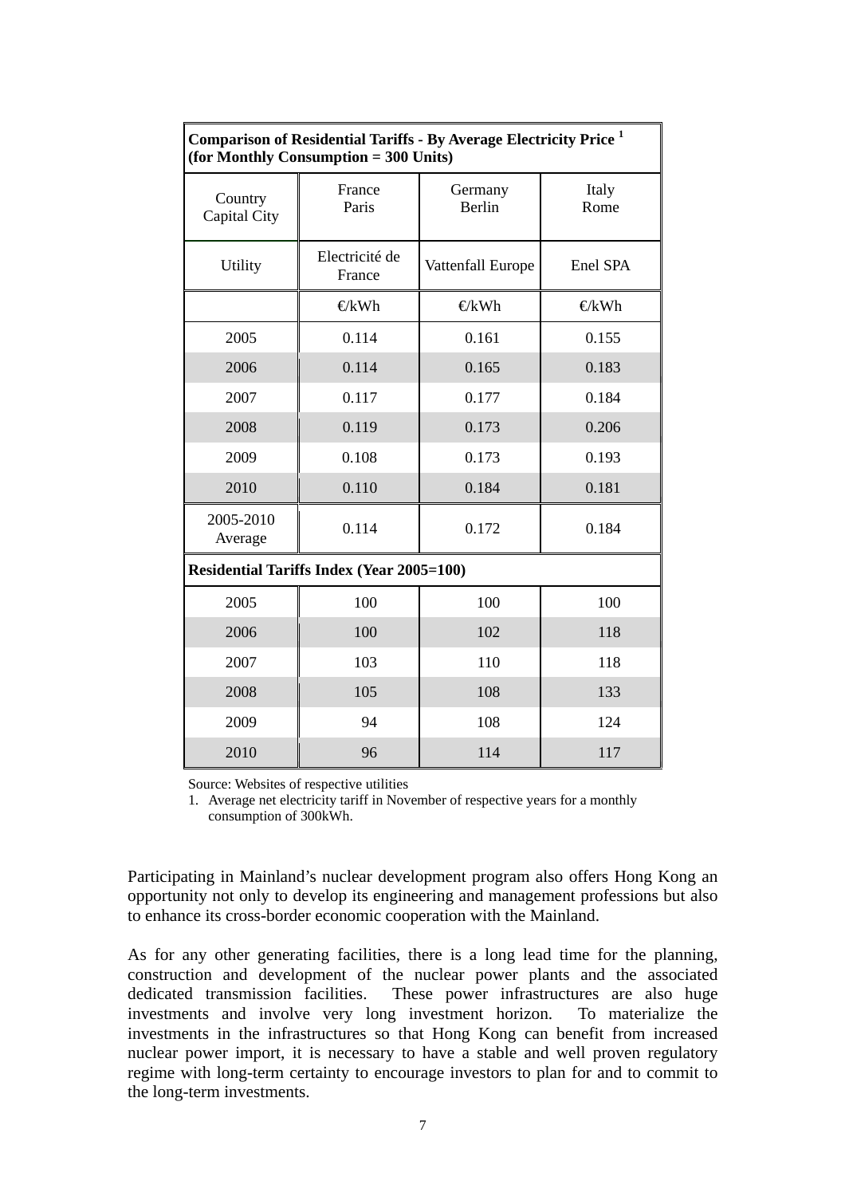| Comparison of Residential Tariffs - By Average Electricity Price [1] (for Monthly Consumption = 300 Units) | | | |
|---|---|---|---|
| Country<br>Capital City | France<br>Paris | Germany<br>Berlin | Italy<br>Rome |
| Utility | Electricité de France | Vattenfall Europe | Enel SPA |
| | €/kWh | €/kWh | €/kWh |
| 2005 | 0.114 | 0.161 | 0.155 |
| 2006 | 0.114 | 0.165 | 0.183 |
| 2007 | 0.117 | 0.177 | 0.184 |
| 2008 | 0.119 | 0.173 | 0.206 |
| 2009 | 0.108 | 0.173 | 0.193 |
| 2010 | 0.110 | 0.184 | 0.181 |
| 2005-2010 Average | 0.114 | 0.172 | 0.184 |
| **Residential Tariffs Index (Year 2005=100)** | | | |
| 2005 | 100 | 100 | 100 |
| 2006 | 100 | 102 | 118 |
| 2007 | 103 | 110 | 118 |
| 2008 | 105 | 108 | 133 |
| 2009 | 94 | 108 | 124 |
| 2010 | 96 | 114 | 117 |

Source: Websites of respective utilities

1. Average net electricity tariff in November of respective years for a monthly consumption of 300kWh.

Participating in Mainland's nuclear development program also offers Hong Kong an opportunity not only to develop its engineering and management professions but also to enhance its cross-border economic cooperation with the Mainland.

As for any other generating facilities, there is a long lead time for the planning, construction and development of the nuclear power plants and the associated dedicated transmission facilities. These power infrastructures are also huge investments and involve very long investment horizon. To materialize the investments in the infrastructures so that Hong Kong can benefit from increased nuclear power import, it is necessary to have a stable and well proven regulatory regime with long-term certainty to encourage investors to plan for and to commit to the long-term investments.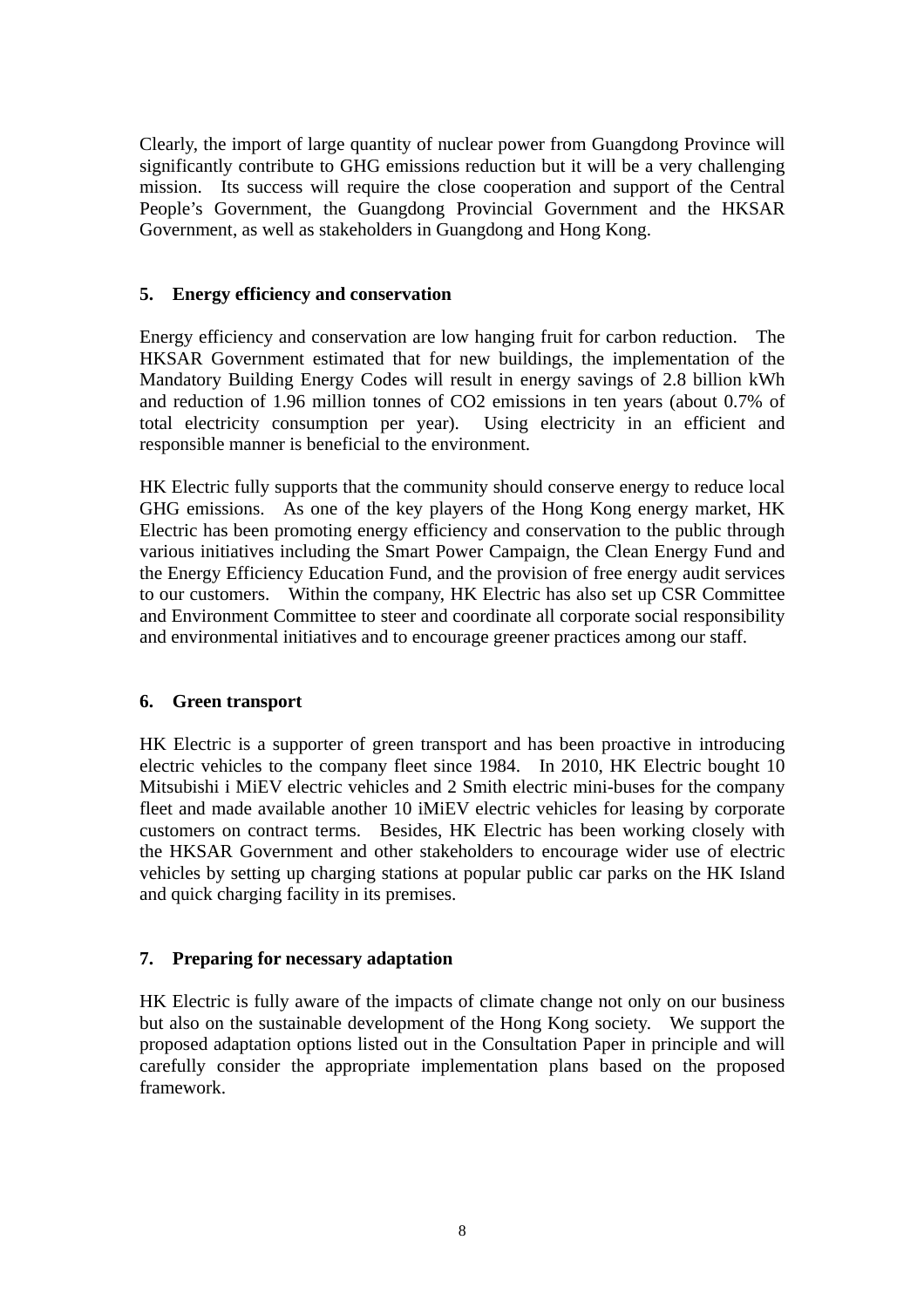Clearly, the import of large quantity of nuclear power from Guangdong Province will significantly contribute to GHG emissions reduction but it will be a very challenging mission. Its success will require the close cooperation and support of the Central People's Government, the Guangdong Provincial Government and the HKSAR Government, as well as stakeholders in Guangdong and Hong Kong.

### 5. Energy efficiency and conservation

Energy efficiency and conservation are low hanging fruit for carbon reduction. The HKSAR Government estimated that for new buildings, the implementation of the Mandatory Building Energy Codes will result in energy savings of 2.8 billion kWh and reduction of 1.96 million tonnes of $CO_2$ emissions in ten years (about 0.7% of total electricity consumption per year). Using electricity in an efficient and responsible manner is beneficial to the environment.

HK Electric fully supports that the community should conserve energy to reduce local GHG emissions. As one of the key players of the Hong Kong energy market, HK Electric has been promoting energy efficiency and conservation to the public through various initiatives including the Smart Power Campaign, the Clean Energy Fund and the Energy Efficiency Education Fund, and the provision of free energy audit services to our customers. Within the company, HK Electric has also set up CSR Committee and Environment Committee to steer and coordinate all corporate social responsibility and environmental initiatives and to encourage greener practices among our staff.

### 6. Green transport

HK Electric is a supporter of green transport and has been proactive in introducing electric vehicles to the company fleet since 1984. In 2010, HK Electric bought 10 Mitsubishi i MiEV electric vehicles and 2 Smith electric mini-buses for the company fleet and made available another 10 iMiEV electric vehicles for leasing by corporate customers on contract terms. Besides, HK Electric has been working closely with the HKSAR Government and other stakeholders to encourage wider use of electric vehicles by setting up charging stations at popular public car parks on the HK Island and quick charging facility in its premises.

### 7. Preparing for necessary adaptation

HK Electric is fully aware of the impacts of climate change not only on our business but also on the sustainable development of the Hong Kong society. We support the proposed adaptation options listed out in the Consultation Paper in principle and will carefully consider the appropriate implementation plans based on the proposed framework.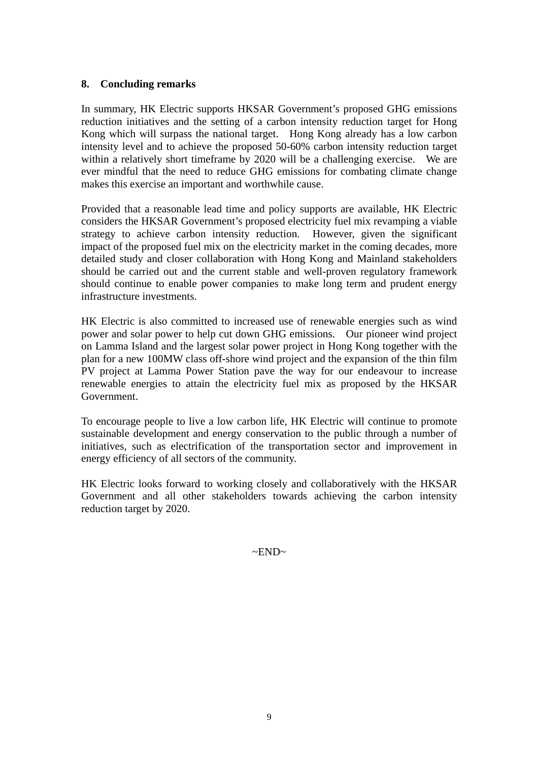## 8. Concluding remarks

In summary, HK Electric supports HKSAR Government's proposed GHG emissions reduction initiatives and the setting of a carbon intensity reduction target for Hong Kong which will surpass the national target. Hong Kong already has a low carbon intensity level and to achieve the proposed 50-60% carbon intensity reduction target within a relatively short timeframe by 2020 will be a challenging exercise. We are ever mindful that the need to reduce GHG emissions for combating climate change makes this exercise an important and worthwhile cause.

Provided that a reasonable lead time and policy supports are available, HK Electric considers the HKSAR Government's proposed electricity fuel mix revamping a viable strategy to achieve carbon intensity reduction. However, given the significant impact of the proposed fuel mix on the electricity market in the coming decades, more detailed study and closer collaboration with Hong Kong and Mainland stakeholders should be carried out and the current stable and well-proven regulatory framework should continue to enable power companies to make long term and prudent energy infrastructure investments.

HK Electric is also committed to increased use of renewable energies such as wind power and solar power to help cut down GHG emissions. Our pioneer wind project on Lamma Island and the largest solar power project in Hong Kong together with the plan for a new 100MW class off-shore wind project and the expansion of the thin film PV project at Lamma Power Station pave the way for our endeavour to increase renewable energies to attain the electricity fuel mix as proposed by the HKSAR Government.

To encourage people to live a low carbon life, HK Electric will continue to promote sustainable development and energy conservation to the public through a number of initiatives, such as electrification of the transportation sector and improvement in energy efficiency of all sectors of the community.

HK Electric looks forward to working closely and collaboratively with the HKSAR Government and all other stakeholders towards achieving the carbon intensity reduction target by 2020.

~END~